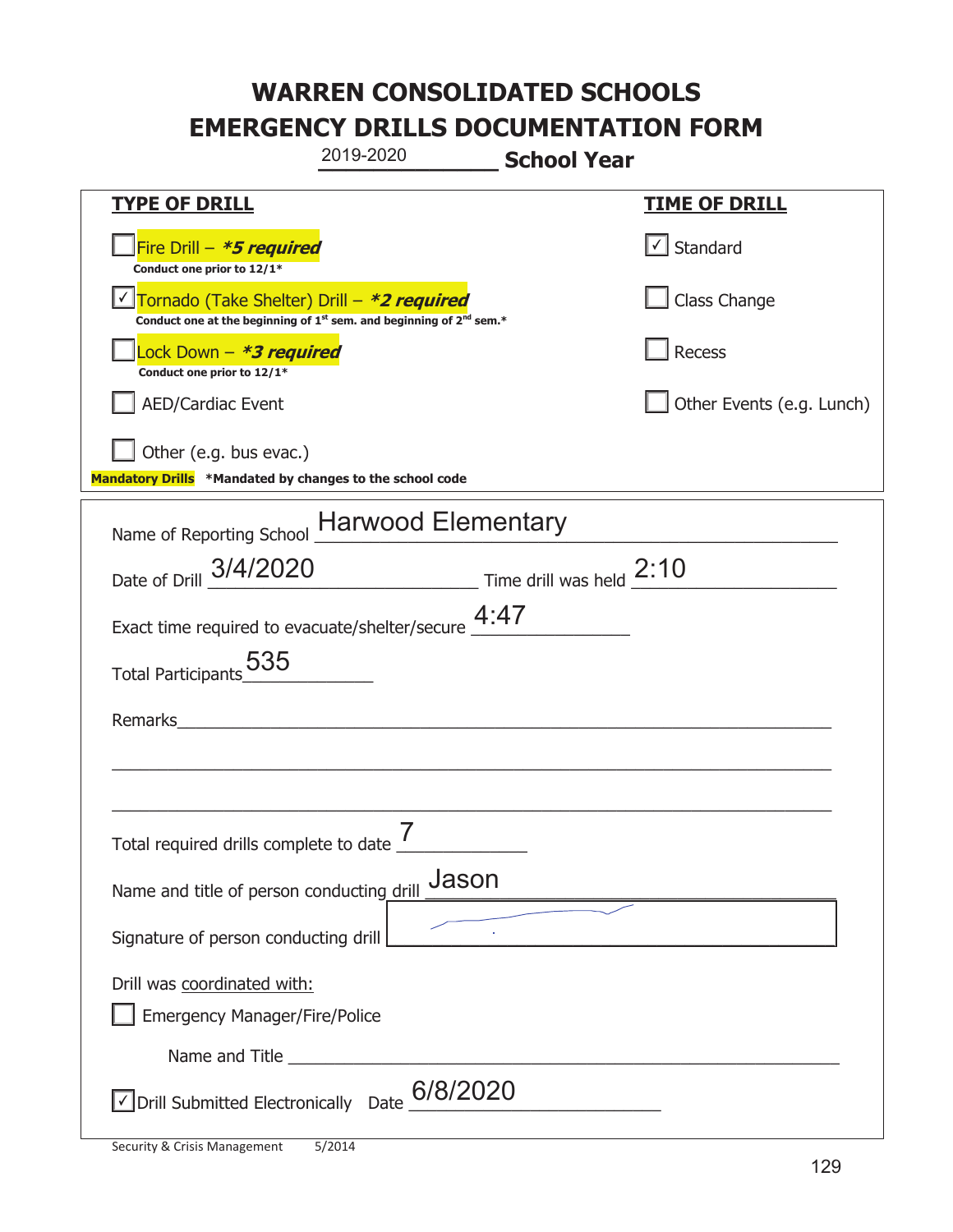# WARREN CONSOLIDATED SCHOOLS
# EMERGENCY DRILLS DOCUMENTATION FORM

2019-2020 **School Year**

| TYPE OF DRILL | TIME OF DRILL |
|---|---|
| ☐ Fire Drill – ***5 required*** <br> **Conduct one prior to 12/1*** | ☑ Standard |
| ☑ Tornado (Take Shelter) Drill – ***2 required*** <br> **Conduct one at the beginning of 1st sem. and beginning of 2nd sem.*** | ☐ Class Change |
| ☐ Lock Down – ***3 required*** <br> **Conduct one prior to 12/1*** | ☐ Recess |
| ☐ AED/Cardiac Event | ☐ Other Events (e.g. Lunch) |
| ☐ Other (e.g. bus evac.) | |

**Mandatory Drills** **\*Mandated by changes to the school code**

Name of Reporting School: Harwood Elementary

Date of Drill: 3/4/2020 Time drill was held: 2:10

Exact time required to evacuate/shelter/secure: 4:47

Total Participants: 535

Remarks: ______________________________

Total required drills complete to date: 7

Name and title of person conducting drill: Jason

Signature of person conducting drill: [signature]

Drill was coordinated with:

☐ Emergency Manager/Fire/Police

Name and Title ______________________________

☑ Drill Submitted Electronically Date: 6/8/2020

Security & Crisis Management 5/2014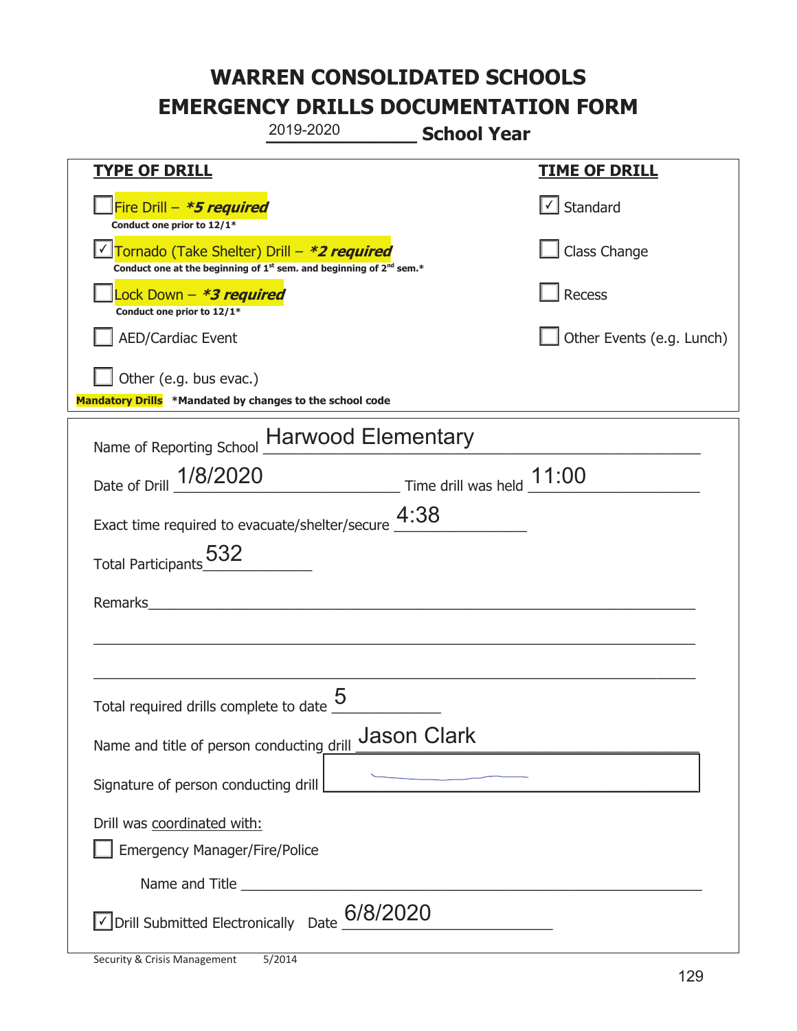# WARREN CONSOLIDATED SCHOOLS
# EMERGENCY DRILLS DOCUMENTATION FORM

2019-2020 **School Year**

| **TYPE OF DRILL** | **TIME OF DRILL** |
|---|---|
| ☐ Fire Drill – ***5 required*** <br> **Conduct one prior to 12/1*** | ☑ Standard |
| ☑ Tornado (Take Shelter) Drill – ***2 required*** <br> **Conduct one at the beginning of 1st sem. and beginning of 2nd sem.*** | ☐ Class Change |
| ☐ Lock Down – ***3 required*** <br> **Conduct one prior to 12/1*** | ☐ Recess |
| ☐ AED/Cardiac Event | ☐ Other Events (e.g. Lunch) |
| ☐ Other (e.g. bus evac.) | |

**Mandatory Drills** ***Mandated by changes to the school code**

Name of Reporting School: Harwood Elementary

Date of Drill: 1/8/2020 Time drill was held: 11:00

Exact time required to evacuate/shelter/secure: 4:38

Total Participants: 532

Remarks: ______________________________

Total required drills complete to date: 5

Name and title of person conducting drill: Jason Clark

Signature of person conducting drill: [signature]

Drill was coordinated with:

☐ Emergency Manager/Fire/Police

Name and Title ______________________________

☑ Drill Submitted Electronically Date: 6/8/2020

Security & Crisis Management 5/2014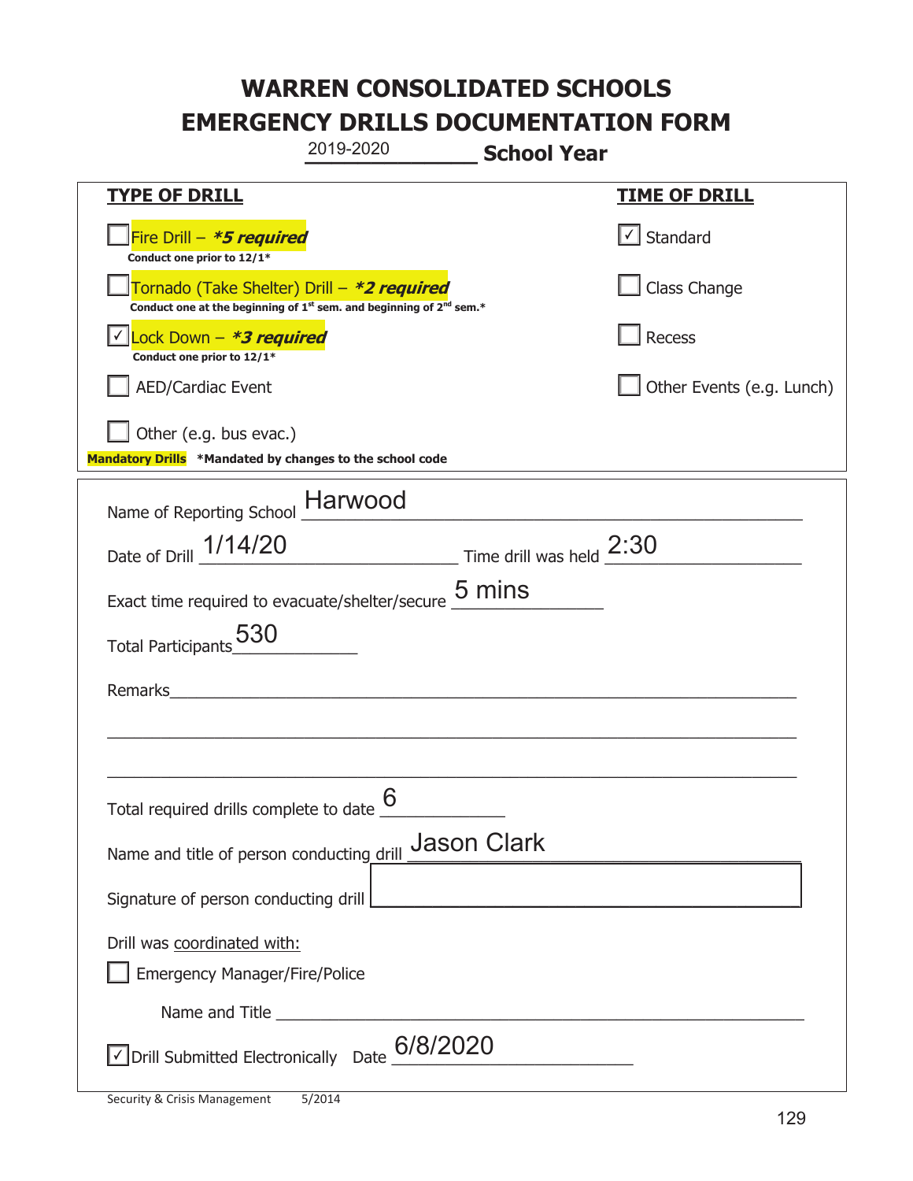# WARREN CONSOLIDATED SCHOOLS
# EMERGENCY DRILLS DOCUMENTATION FORM

2019-2020 **School Year**

| **TYPE OF DRILL** | **TIME OF DRILL** |
|---|---|
| ☐ Fire Drill – ***5 required*** Conduct one prior to 12/1* | ☑ Standard |
| ☐ Tornado (Take Shelter) Drill – ***2 required*** Conduct one at the beginning of 1st sem. and beginning of 2nd sem.* | ☐ Class Change |
| ☑ Lock Down – ***3 required*** Conduct one prior to 12/1* | ☐ Recess |
| ☐ AED/Cardiac Event | ☐ Other Events (e.g. Lunch) |
| ☐ Other (e.g. bus evac.) | |

**Mandatory Drills** ***Mandated by changes to the school code**

Name of Reporting School: Harwood

Date of Drill: 1/14/20    Time drill was held: 2:30

Exact time required to evacuate/shelter/secure: 5 mins

Total Participants: 530

Remarks: ______________________________

Total required drills complete to date: 6

Name and title of person conducting drill: Jason Clark

Signature of person conducting drill: ______________________________

Drill was coordinated with:

☐ Emergency Manager/Fire/Police

Name and Title ______________________________

☑ Drill Submitted Electronically  Date: 6/8/2020

Security & Crisis Management 5/2014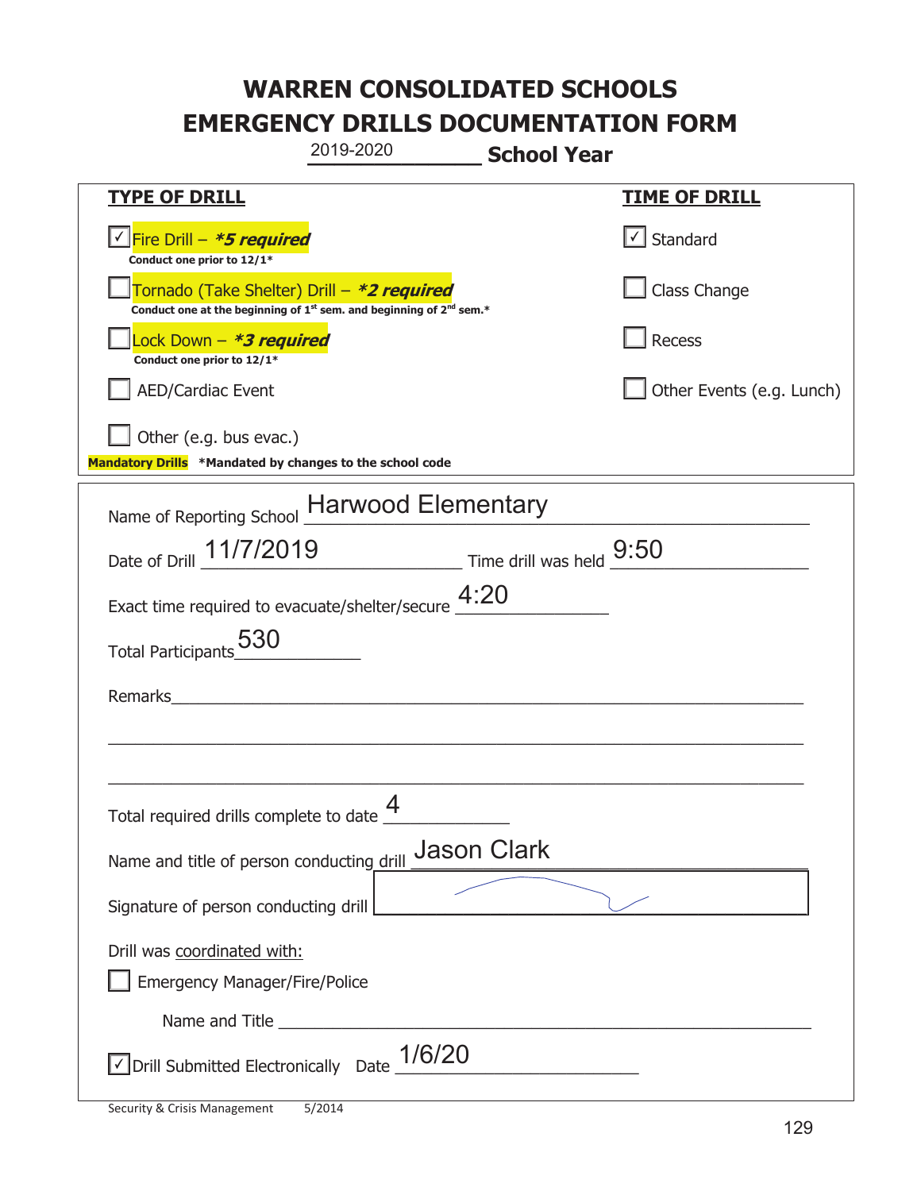# WARREN CONSOLIDATED SCHOOLS
# EMERGENCY DRILLS DOCUMENTATION FORM

2019-2020 **School Year**

| **TYPE OF DRILL** | **TIME OF DRILL** |
|---|---|
| ☑ Fire Drill – ***5 required*** <br> **Conduct one prior to 12/1*** | ☑ Standard |
| ☐ Tornado (Take Shelter) Drill – ***2 required*** <br> **Conduct one at the beginning of 1st sem. and beginning of 2nd sem.*** | ☐ Class Change |
| ☐ Lock Down – ***3 required*** <br> **Conduct one prior to 12/1*** | ☐ Recess |
| ☐ AED/Cardiac Event | ☐ Other Events (e.g. Lunch) |
| ☐ Other (e.g. bus evac.) | |

**Mandatory Drills** ***Mandated by changes to the school code**

Name of Reporting School: Harwood Elementary

Date of Drill: 11/7/2019 Time drill was held: 9:50

Exact time required to evacuate/shelter/secure: 4:20

Total Participants: 530

Remarks: ______________________________

Total required drills complete to date: 4

Name and title of person conducting drill: Jason Clark

Signature of person conducting drill: [signature]

Drill was coordinated with:

☐ Emergency Manager/Fire/Police

Name and Title ______________________________

☑ Drill Submitted Electronically Date: 1/6/20

Security & Crisis Management 5/2014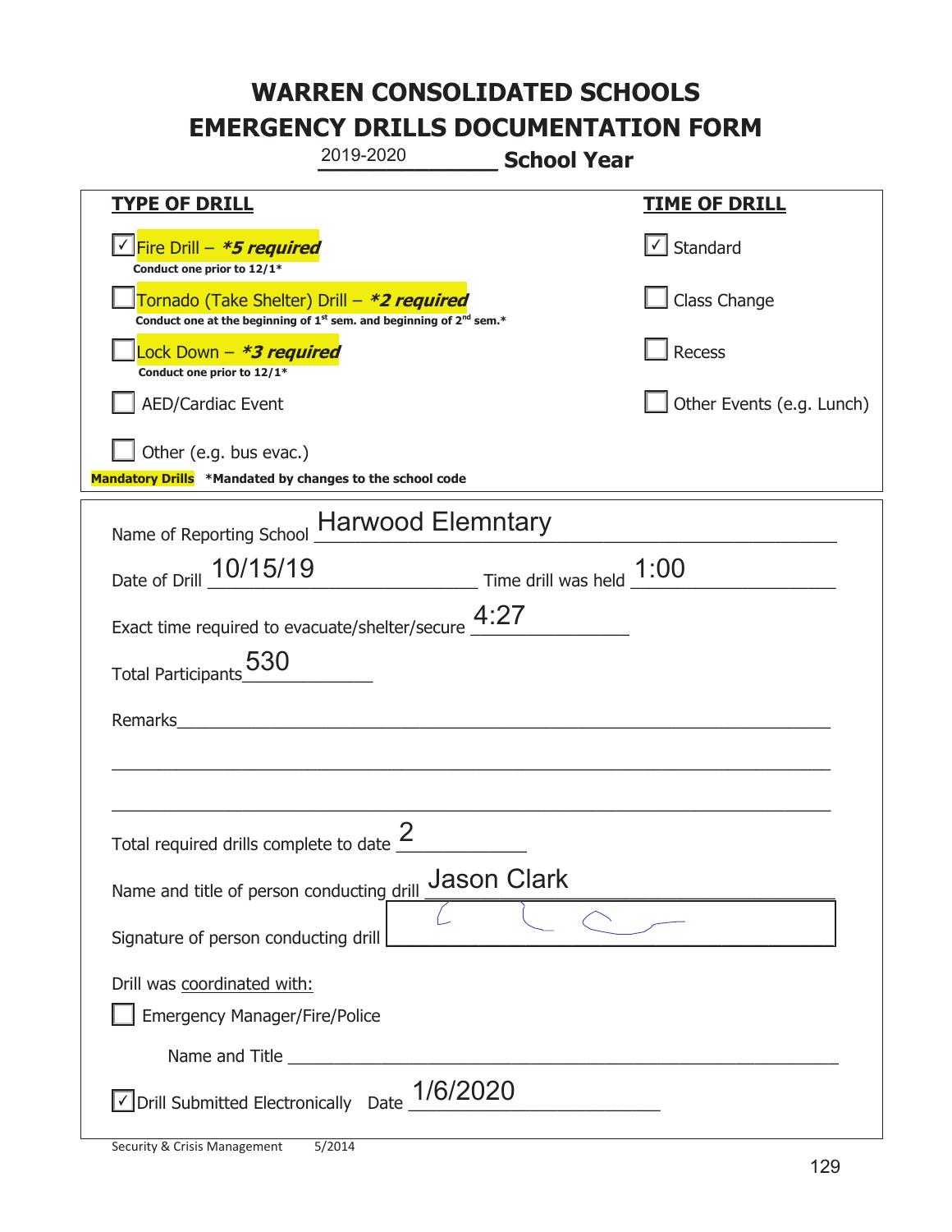# WARREN CONSOLIDATED SCHOOLS
# EMERGENCY DRILLS DOCUMENTATION FORM

2019-2020 **School Year**

| **TYPE OF DRILL** | **TIME OF DRILL** |
|---|---|
| ☑ Fire Drill – ***5 required*** <br> **Conduct one prior to 12/1*** | ☑ Standard |
| ☐ Tornado (Take Shelter) Drill – ***2 required*** <br> **Conduct one at the beginning of 1st sem. and beginning of 2nd sem.*** | ☐ Class Change |
| ☐ Lock Down – ***3 required*** <br> **Conduct one prior to 12/1*** | ☐ Recess |
| ☐ AED/Cardiac Event | ☐ Other Events (e.g. Lunch) |
| ☐ Other (e.g. bus evac.) | |

**Mandatory Drills** ***Mandated by changes to the school code**

Name of Reporting School: Harwood Elemntary

Date of Drill: 10/15/19 Time drill was held: 1:00

Exact time required to evacuate/shelter/secure: 4:27

Total Participants: 530

Remarks: ____________________

Total required drills complete to date: 2

Name and title of person conducting drill: Jason Clark

Signature of person conducting drill: [signature]

Drill was coordinated with:

☐ Emergency Manager/Fire/Police

Name and Title ____________________

☑ Drill Submitted Electronically Date: 1/6/2020

Security & Crisis Management 5/2014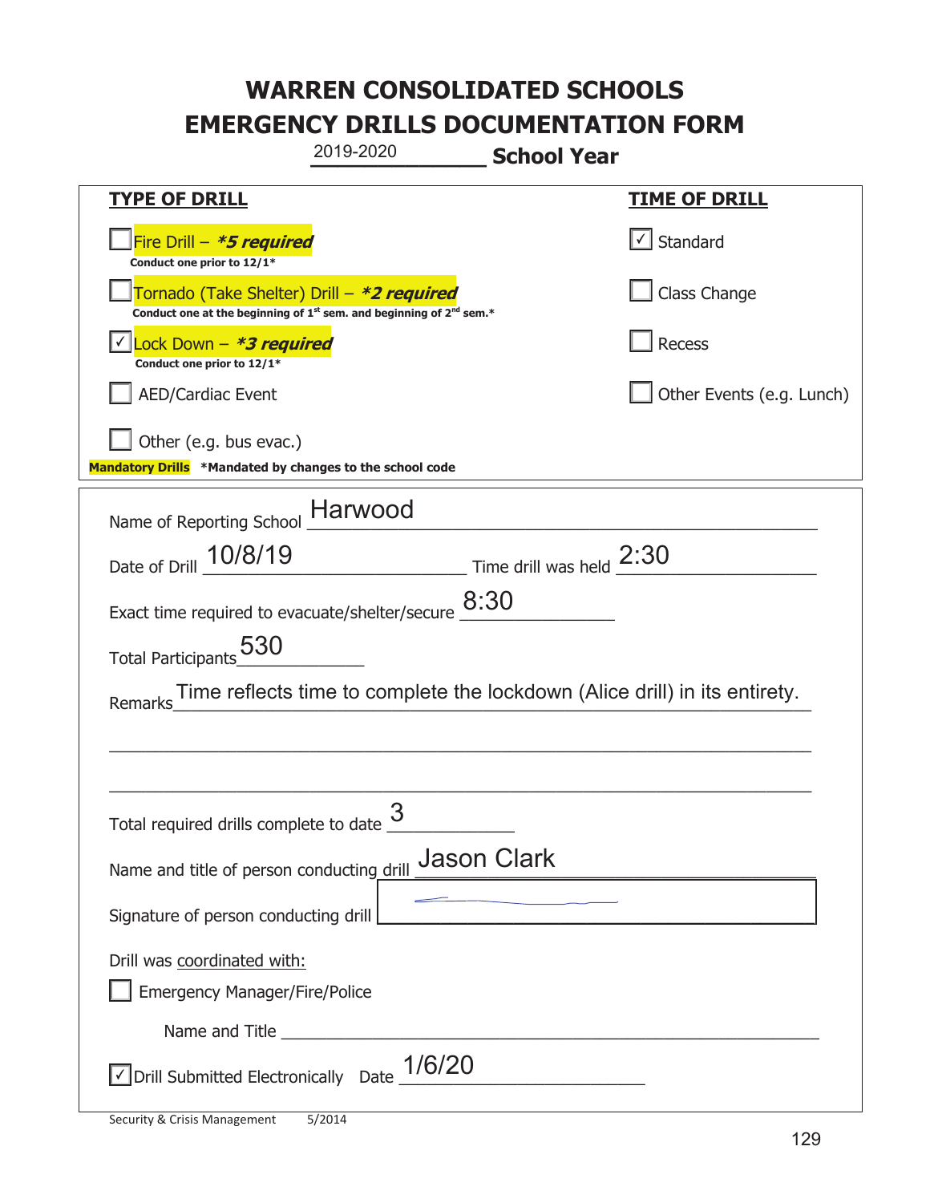# WARREN CONSOLIDATED SCHOOLS
# EMERGENCY DRILLS DOCUMENTATION FORM

2019-2020 **School Year**

| **TYPE OF DRILL** | **TIME OF DRILL** |
|---|---|
| ☐ Fire Drill – ***5 required*** Conduct one prior to 12/1* | ☑ Standard |
| ☐ Tornado (Take Shelter) Drill – ***2 required*** Conduct one at the beginning of 1st sem. and beginning of 2nd sem.* | ☐ Class Change |
| ☑ Lock Down – ***3 required*** Conduct one prior to 12/1* | ☐ Recess |
| ☐ AED/Cardiac Event | ☐ Other Events (e.g. Lunch) |
| ☐ Other (e.g. bus evac.) | |

**Mandatory Drills** **\*Mandated by changes to the school code**

Name of Reporting School: Harwood

Date of Drill: 10/8/19 Time drill was held: 2:30

Exact time required to evacuate/shelter/secure: 8:30

Total Participants: 530

Remarks: Time reflects time to complete the lockdown (Alice drill) in its entirety.

Total required drills complete to date: 3

Name and title of person conducting drill: Jason Clark

Signature of person conducting drill: [signature]

Drill was coordinated with:

☐ Emergency Manager/Fire/Police

Name and Title ______________________

☑ Drill Submitted Electronically Date: 1/6/20

Security & Crisis Management 5/2014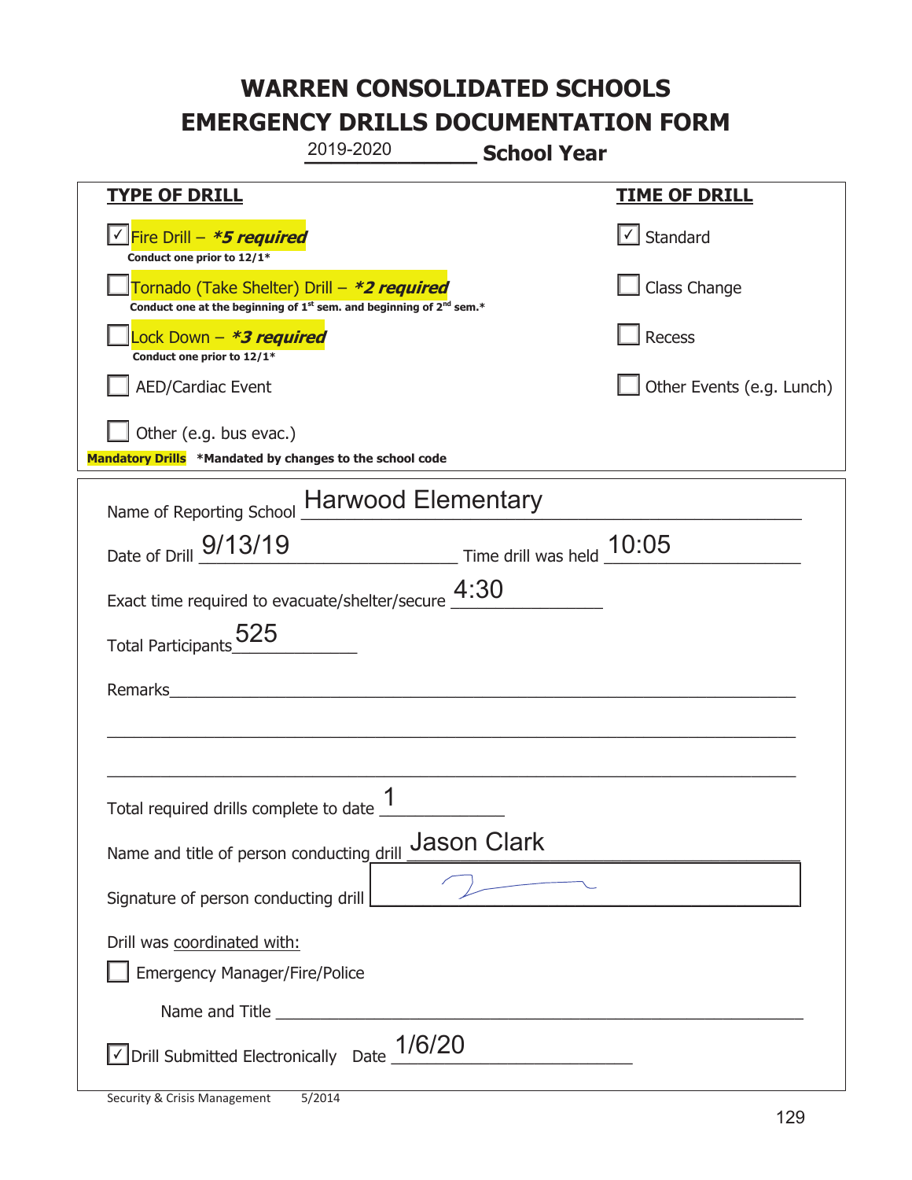# WARREN CONSOLIDATED SCHOOLS
# EMERGENCY DRILLS DOCUMENTATION FORM

2019-2020 **School Year**

| **TYPE OF DRILL** | **TIME OF DRILL** |
|---|---|
| ☑ Fire Drill – ***5 required*** <br> **Conduct one prior to 12/1*** | ☑ Standard |
| ☐ Tornado (Take Shelter) Drill – ***2 required*** <br> **Conduct one at the beginning of 1st sem. and beginning of 2nd sem.*** | ☐ Class Change |
| ☐ Lock Down – ***3 required*** <br> **Conduct one prior to 12/1*** | ☐ Recess |
| ☐ AED/Cardiac Event | ☐ Other Events (e.g. Lunch) |
| ☐ Other (e.g. bus evac.) | |

**Mandatory Drills** ***Mandated by changes to the school code**

Name of Reporting School: Harwood Elementary

Date of Drill: 9/13/19 Time drill was held: 10:05

Exact time required to evacuate/shelter/secure: 4:30

Total Participants: 525

Remarks: ______________________________

Total required drills complete to date: 1

Name and title of person conducting drill: Jason Clark

Signature of person conducting drill: [signature]

Drill was coordinated with:

☐ Emergency Manager/Fire/Police

Name and Title ______________________________

☑ Drill Submitted Electronically Date: 1/6/20

Security & Crisis Management 5/2014